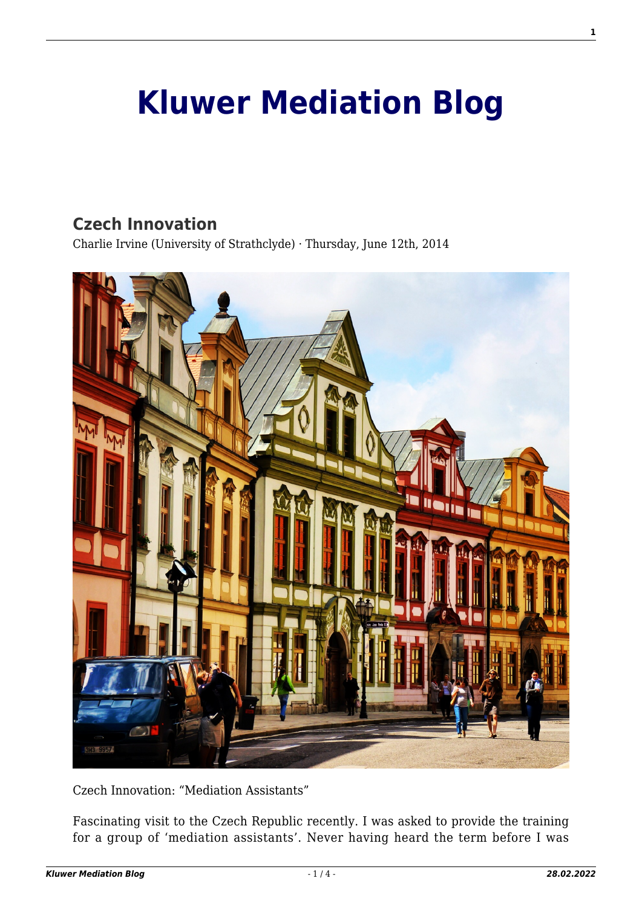# Kluwer Mediation Blog

## Czech Innovation

Charlie Irvine (University of Strathclyde) · Thursday, June 12th, 2014

Czech Innovation: "Mediation Assistants"

Fascinating visit to the Czech Republic recently. I was asked to provide the training for a group of 'mediation assistants'. Never having heard the term before I was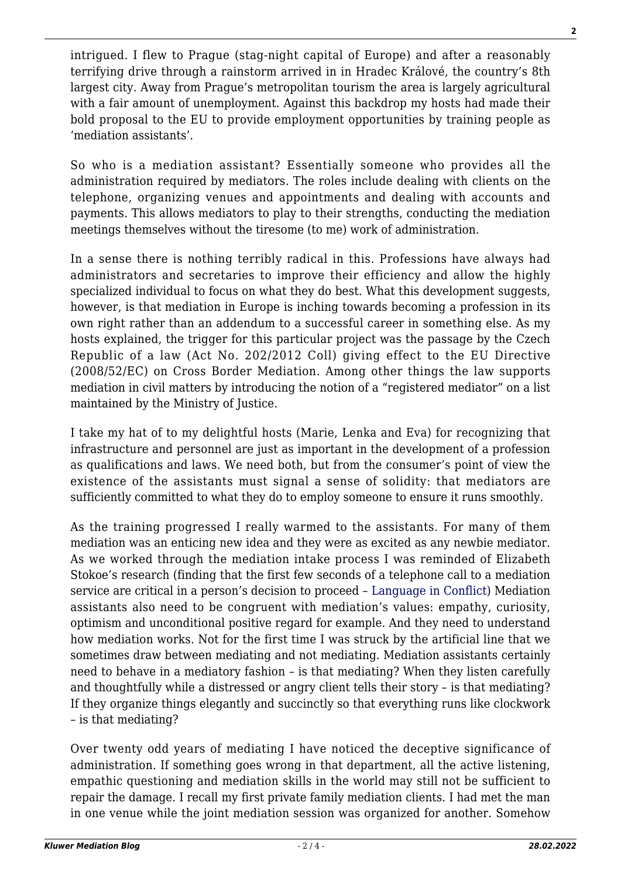intrigued. I flew to Prague (stag-night capital of Europe) and after a reasonably terrifying drive through a rainstorm arrived in in Hradec Králové, the country's 8th largest city. Away from Prague's metropolitan tourism the area is largely agricultural with a fair amount of unemployment. Against this backdrop my hosts had made their bold proposal to the EU to provide employment opportunities by training people as 'mediation assistants'.

So who is a mediation assistant? Essentially someone who provides all the administration required by mediators. The roles include dealing with clients on the telephone, organizing venues and appointments and dealing with accounts and payments. This allows mediators to play to their strengths, conducting the mediation meetings themselves without the tiresome (to me) work of administration.

In a sense there is nothing terribly radical in this. Professions have always had administrators and secretaries to improve their efficiency and allow the highly specialized individual to focus on what they do best. What this development suggests, however, is that mediation in Europe is inching towards becoming a profession in its own right rather than an addendum to a successful career in something else. As my hosts explained, the trigger for this particular project was the passage by the Czech Republic of a law (Act No. 202/2012 Coll) giving effect to the EU Directive (2008/52/EC) on Cross Border Mediation. Among other things the law supports mediation in civil matters by introducing the notion of a "registered mediator" on a list maintained by the Ministry of Justice.

I take my hat of to my delightful hosts (Marie, Lenka and Eva) for recognizing that infrastructure and personnel are just as important in the development of a profession as qualifications and laws. We need both, but from the consumer's point of view the existence of the assistants must signal a sense of solidity: that mediators are sufficiently committed to what they do to employ someone to ensure it runs smoothly.

As the training progressed I really warmed to the assistants. For many of them mediation was an enticing new idea and they were as excited as any newbie mediator. As we worked through the mediation intake process I was reminded of Elizabeth Stokoe's research (finding that the first few seconds of a telephone call to a mediation service are critical in a person's decision to proceed – Language in Conflict) Mediation assistants also need to be congruent with mediation's values: empathy, curiosity, optimism and unconditional positive regard for example. And they need to understand how mediation works. Not for the first time I was struck by the artificial line that we sometimes draw between mediating and not mediating. Mediation assistants certainly need to behave in a mediatory fashion – is that mediating? When they listen carefully and thoughtfully while a distressed or angry client tells their story – is that mediating? If they organize things elegantly and succinctly so that everything runs like clockwork – is that mediating?

Over twenty odd years of mediating I have noticed the deceptive significance of administration. If something goes wrong in that department, all the active listening, empathic questioning and mediation skills in the world may still not be sufficient to repair the damage. I recall my first private family mediation clients. I had met the man in one venue while the joint mediation session was organized for another. Somehow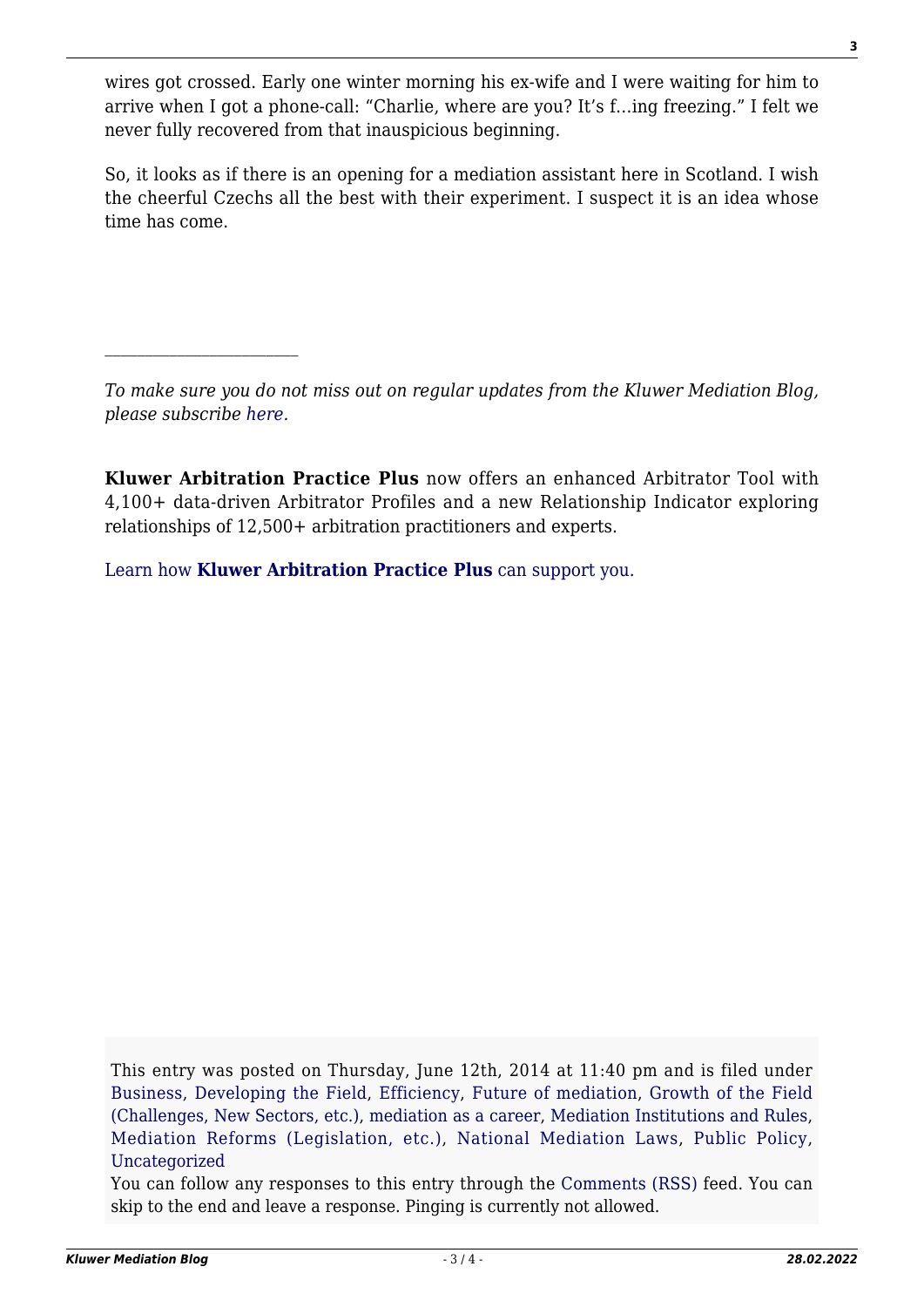wires got crossed. Early one winter morning his ex-wife and I were waiting for him to arrive when I got a phone-call: "Charlie, where are you? It's f…ing freezing." I felt we never fully recovered from that inauspicious beginning.

So, it looks as if there is an opening for a mediation assistant here in Scotland. I wish the cheerful Czechs all the best with their experiment. I suspect it is an idea whose time has come.

---

*To make sure you do not miss out on regular updates from the Kluwer Mediation Blog, please subscribe here.*

**Kluwer Arbitration Practice Plus** now offers an enhanced Arbitrator Tool with 4,100+ data-driven Arbitrator Profiles and a new Relationship Indicator exploring relationships of 12,500+ arbitration practitioners and experts.

Learn how **Kluwer Arbitration Practice Plus** can support you.

This entry was posted on Thursday, June 12th, 2014 at 11:40 pm and is filed under Business, Developing the Field, Efficiency, Future of mediation, Growth of the Field (Challenges, New Sectors, etc.), mediation as a career, Mediation Institutions and Rules, Mediation Reforms (Legislation, etc.), National Mediation Laws, Public Policy, Uncategorized
You can follow any responses to this entry through the Comments (RSS) feed. You can skip to the end and leave a response. Pinging is currently not allowed.